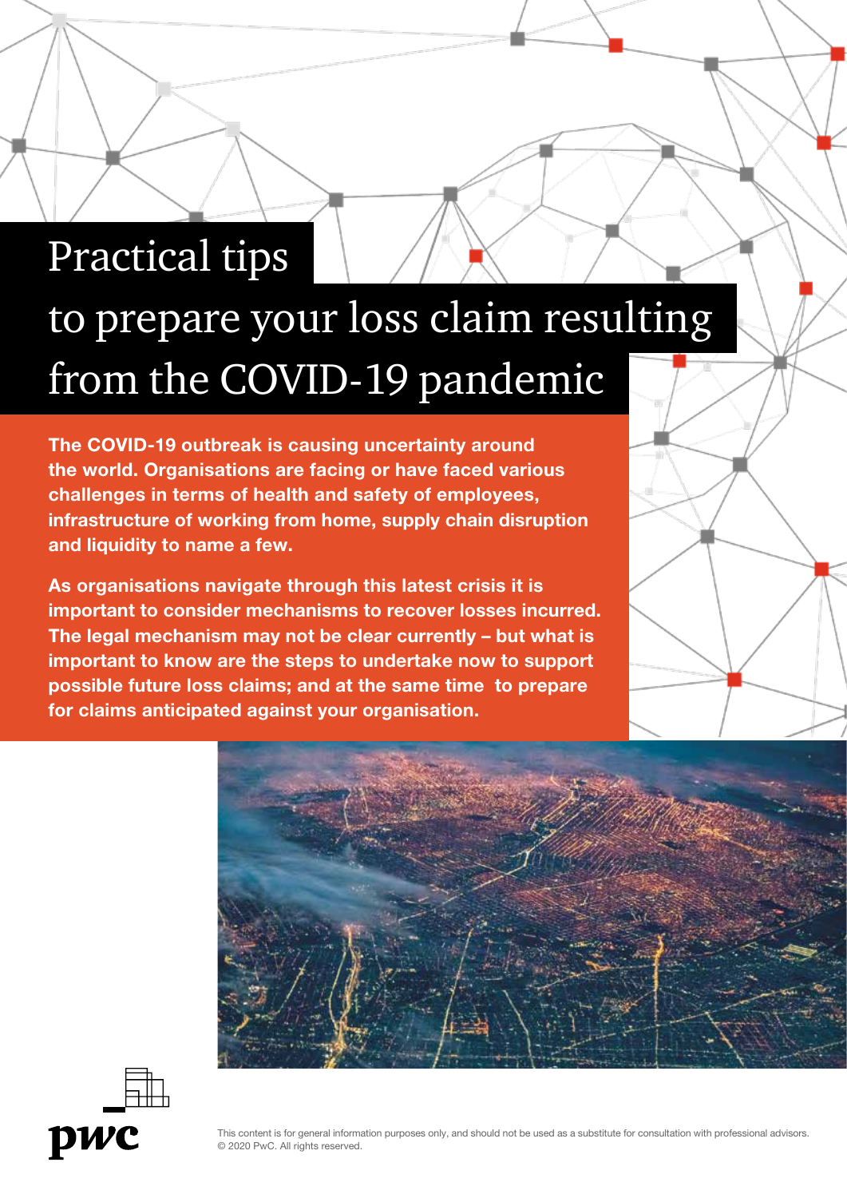# Practical tips to prepare your loss claim resulting from the COVID-19 pandemic

**The COVID-19 outbreak is causing uncertainty around the world. Organisations are facing or have faced various challenges in terms of health and safety of employees, infrastructure of working from home, supply chain disruption and liquidity to name a few.**

**As organisations navigate through this latest crisis it is important to consider mechanisms to recover losses incurred. The legal mechanism may not be clear currently – but what is important to know are the steps to undertake now to support possible future loss claims; and at the same time to prepare for claims anticipated against your organisation.**

This content is for general information purposes only, and should not be used as a substitute for consultation with professional advisors. © 2020 PwC. All rights reserved.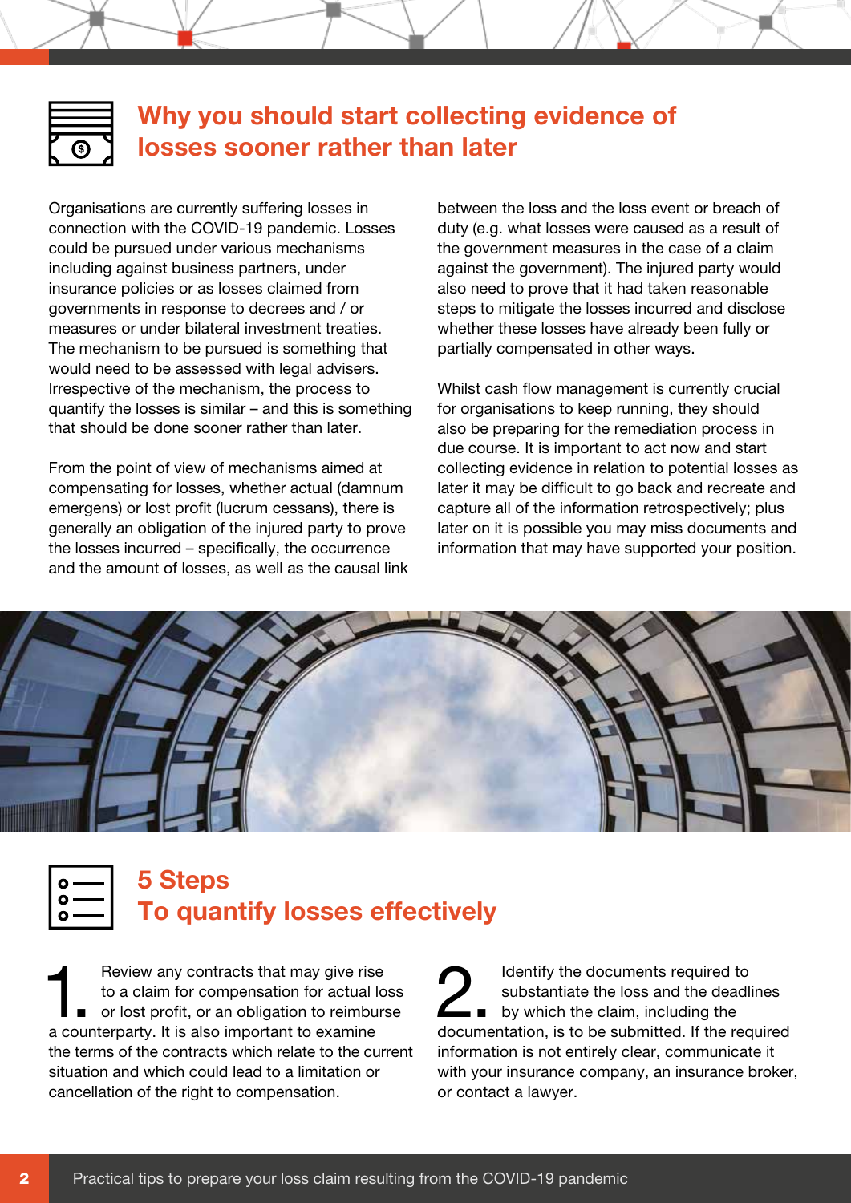## Why you should start collecting evidence of losses sooner rather than later

Organisations are currently suffering losses in connection with the COVID-19 pandemic. Losses could be pursued under various mechanisms including against business partners, under insurance policies or as losses claimed from governments in response to decrees and / or measures or under bilateral investment treaties. The mechanism to be pursued is something that would need to be assessed with legal advisers. Irrespective of the mechanism, the process to quantify the losses is similar – and this is something that should be done sooner rather than later.

From the point of view of mechanisms aimed at compensating for losses, whether actual (damnum emergens) or lost profit (lucrum cessans), there is generally an obligation of the injured party to prove the losses incurred – specifically, the occurrence and the amount of losses, as well as the causal link between the loss and the loss event or breach of duty (e.g. what losses were caused as a result of the government measures in the case of a claim against the government). The injured party would also need to prove that it had taken reasonable steps to mitigate the losses incurred and disclose whether these losses have already been fully or partially compensated in other ways.

Whilst cash flow management is currently crucial for organisations to keep running, they should also be preparing for the remediation process in due course. It is important to act now and start collecting evidence in relation to potential losses as later it may be difficult to go back and recreate and capture all of the information retrospectively; plus later on it is possible you may miss documents and information that may have supported your position.

## 5 Steps To quantify losses effectively

1. Review any contracts that may give rise to a claim for compensation for actual loss or lost profit, or an obligation to reimburse a counterparty. It is also important to examine the terms of the contracts which relate to the current situation and which could lead to a limitation or cancellation of the right to compensation.

2. Identify the documents required to substantiate the loss and the deadlines by which the claim, including the documentation, is to be submitted. If the required information is not entirely clear, communicate it with your insurance company, an insurance broker, or contact a lawyer.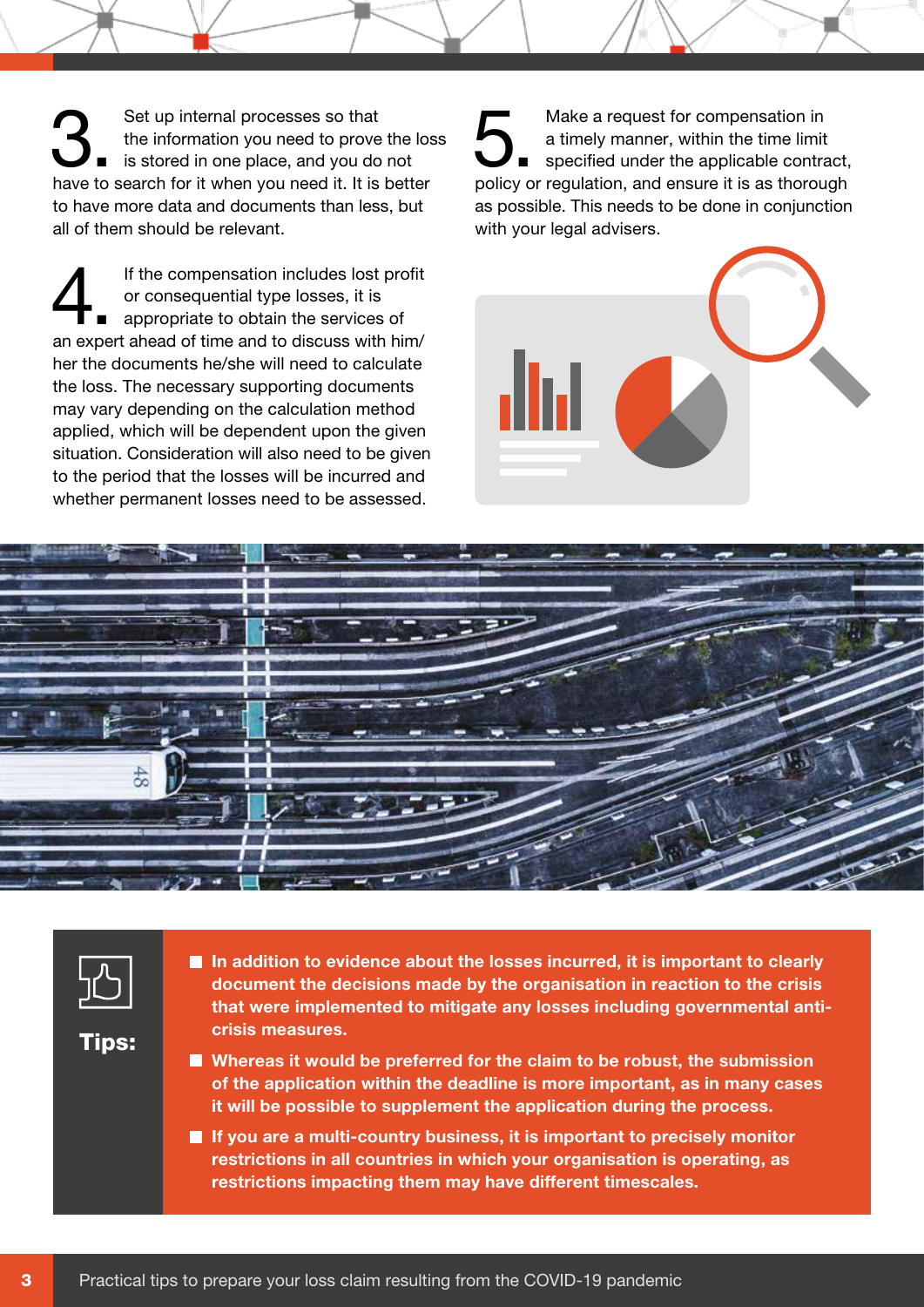3. Set up internal processes so that the information you need to prove the loss is stored in one place, and you do not have to search for it when you need it. It is better to have more data and documents than less, but all of them should be relevant.

4. If the compensation includes lost profit or consequential type losses, it is appropriate to obtain the services of an expert ahead of time and to discuss with him/her the documents he/she will need to calculate the loss. The necessary supporting documents may vary depending on the calculation method applied, which will be dependent upon the given situation. Consideration will also need to be given to the period that the losses will be incurred and whether permanent losses need to be assessed.

5. Make a request for compensation in a timely manner, within the time limit specified under the applicable contract, policy or regulation, and ensure it is as thorough as possible. This needs to be done in conjunction with your legal advisers.

**Tips:**

- **In addition to evidence about the losses incurred, it is important to clearly document the decisions made by the organisation in reaction to the crisis that were implemented to mitigate any losses including governmental anti-crisis measures.**
- **Whereas it would be preferred for the claim to be robust, the submission of the application within the deadline is more important, as in many cases it will be possible to supplement the application during the process.**
- **If you are a multi-country business, it is important to precisely monitor restrictions in all countries in which your organisation is operating, as restrictions impacting them may have different timescales.**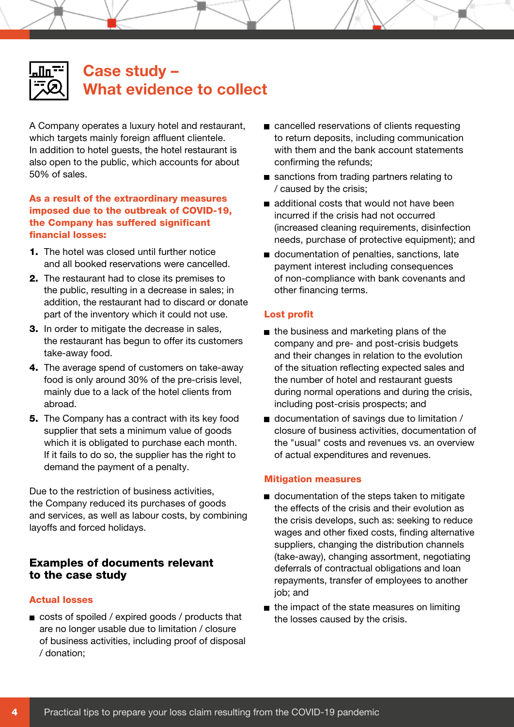# Case study – What evidence to collect

A Company operates a luxury hotel and restaurant, which targets mainly foreign affluent clientele. In addition to hotel guests, the hotel restaurant is also open to the public, which accounts for about 50% of sales.

**As a result of the extraordinary measures imposed due to the outbreak of COVID-19, the Company has suffered significant financial losses:**

1. The hotel was closed until further notice and all booked reservations were cancelled.
2. The restaurant had to close its premises to the public, resulting in a decrease in sales; in addition, the restaurant had to discard or donate part of the inventory which it could not use.
3. In order to mitigate the decrease in sales, the restaurant has begun to offer its customers take-away food.
4. The average spend of customers on take-away food is only around 30% of the pre-crisis level, mainly due to a lack of the hotel clients from abroad.
5. The Company has a contract with its key food supplier that sets a minimum value of goods which it is obligated to purchase each month. If it fails to do so, the supplier has the right to demand the payment of a penalty.

Due to the restriction of business activities, the Company reduced its purchases of goods and services, as well as labour costs, by combining layoffs and forced holidays.

## Examples of documents relevant to the case study

### Actual losses

- costs of spoiled / expired goods / products that are no longer usable due to limitation / closure of business activities, including proof of disposal / donation;
- cancelled reservations of clients requesting to return deposits, including communication with them and the bank account statements confirming the refunds;
- sanctions from trading partners relating to / caused by the crisis;
- additional costs that would not have been incurred if the crisis had not occurred (increased cleaning requirements, disinfection needs, purchase of protective equipment); and
- documentation of penalties, sanctions, late payment interest including consequences of non-compliance with bank covenants and other financing terms.

### Lost profit

- the business and marketing plans of the company and pre- and post-crisis budgets and their changes in relation to the evolution of the situation reflecting expected sales and the number of hotel and restaurant guests during normal operations and during the crisis, including post-crisis prospects; and
- documentation of savings due to limitation / closure of business activities, documentation of the "usual" costs and revenues vs. an overview of actual expenditures and revenues.

### Mitigation measures

- documentation of the steps taken to mitigate the effects of the crisis and their evolution as the crisis develops, such as: seeking to reduce wages and other fixed costs, finding alternative suppliers, changing the distribution channels (take-away), changing assortment, negotiating deferrals of contractual obligations and loan repayments, transfer of employees to another job; and
- the impact of the state measures on limiting the losses caused by the crisis.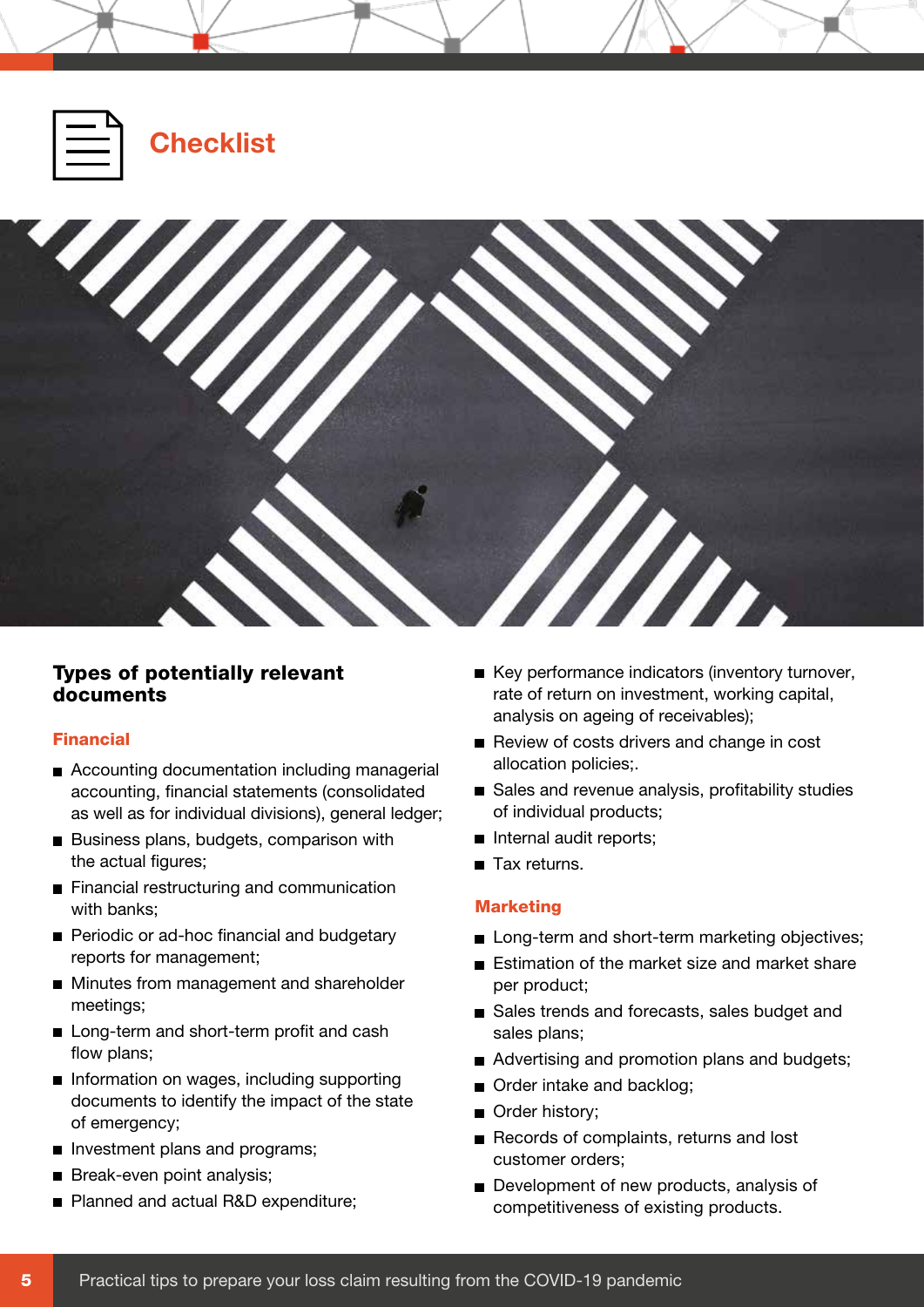# Checklist

## Types of potentially relevant documents

### Financial

- Accounting documentation including managerial accounting, financial statements (consolidated as well as for individual divisions), general ledger;
- Business plans, budgets, comparison with the actual figures;
- Financial restructuring and communication with banks;
- Periodic or ad-hoc financial and budgetary reports for management;
- Minutes from management and shareholder meetings;
- Long-term and short-term profit and cash flow plans;
- Information on wages, including supporting documents to identify the impact of the state of emergency;
- Investment plans and programs;
- Break-even point analysis;
- Planned and actual R&D expenditure;
- Key performance indicators (inventory turnover, rate of return on investment, working capital, analysis on ageing of receivables);
- Review of costs drivers and change in cost allocation policies;.
- Sales and revenue analysis, profitability studies of individual products;
- Internal audit reports;
- Tax returns.

### Marketing

- Long-term and short-term marketing objectives;
- Estimation of the market size and market share per product;
- Sales trends and forecasts, sales budget and sales plans;
- Advertising and promotion plans and budgets;
- Order intake and backlog;
- Order history;
- Records of complaints, returns and lost customer orders;
- Development of new products, analysis of competitiveness of existing products.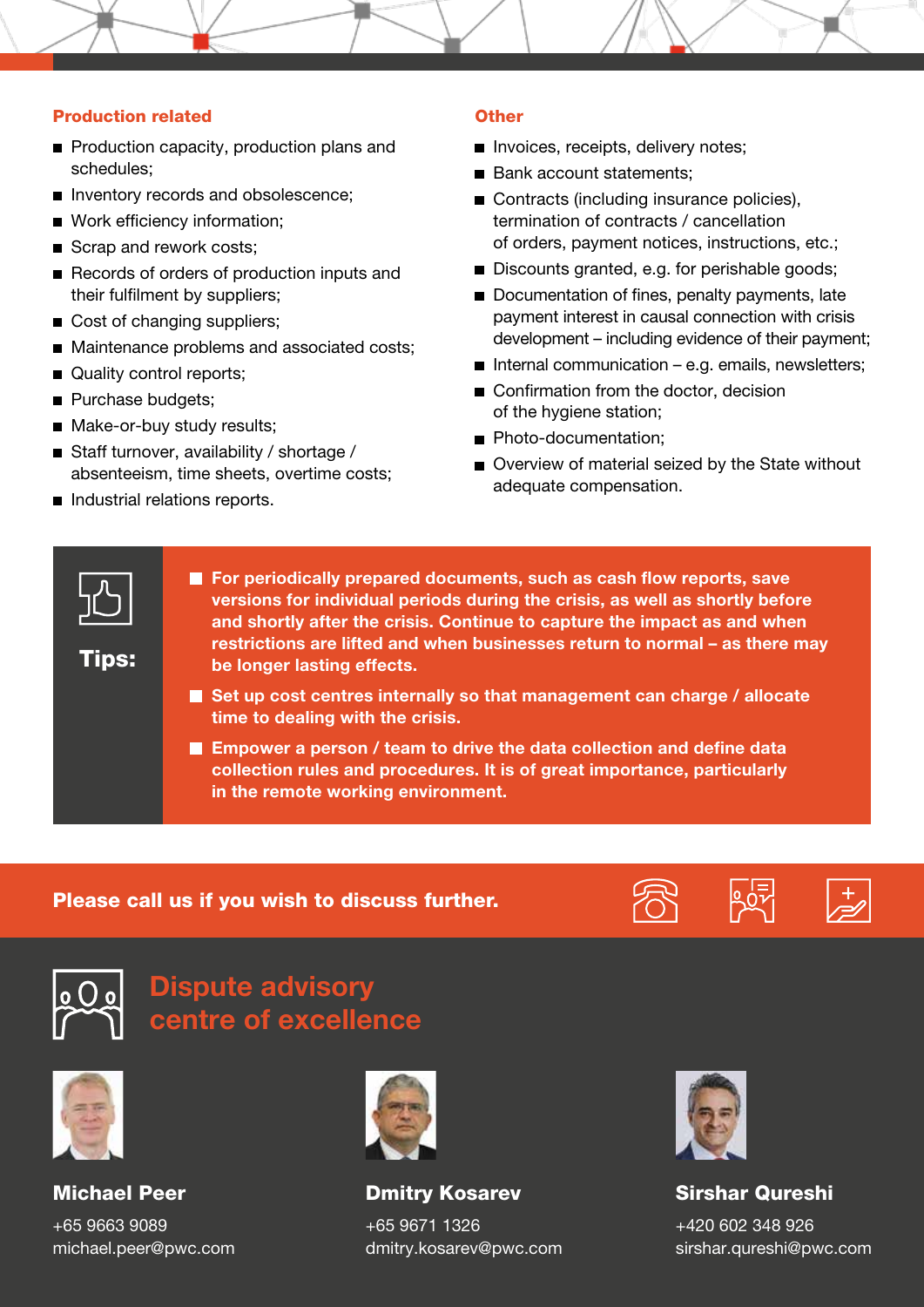### Production related

- Production capacity, production plans and schedules;
- Inventory records and obsolescence;
- Work efficiency information;
- Scrap and rework costs;
- Records of orders of production inputs and their fulfilment by suppliers;
- Cost of changing suppliers;
- Maintenance problems and associated costs;
- Quality control reports;
- Purchase budgets;
- Make-or-buy study results;
- Staff turnover, availability / shortage / absenteeism, time sheets, overtime costs;
- Industrial relations reports.

### Other

- Invoices, receipts, delivery notes;
- Bank account statements;
- Contracts (including insurance policies), termination of contracts / cancellation of orders, payment notices, instructions, etc.;
- Discounts granted, e.g. for perishable goods;
- Documentation of fines, penalty payments, late payment interest in causal connection with crisis development – including evidence of their payment;
- Internal communication – e.g. emails, newsletters;
- Confirmation from the doctor, decision of the hygiene station;
- Photo-documentation;
- Overview of material seized by the State without adequate compensation.

**Tips:**

- **For periodically prepared documents, such as cash flow reports, save versions for individual periods during the crisis, as well as shortly before and shortly after the crisis. Continue to capture the impact as and when restrictions are lifted and when businesses return to normal – as there may be longer lasting effects.**
- **Set up cost centres internally so that management can charge / allocate time to dealing with the crisis.**
- **Empower a person / team to drive the data collection and define data collection rules and procedures. It is of great importance, particularly in the remote working environment.**

**Please call us if you wish to discuss further.**

## Dispute advisory centre of excellence

**Michael Peer**
+65 9663 9089
michael.peer@pwc.com

**Dmitry Kosarev**
+65 9671 1326
dmitry.kosarev@pwc.com

**Sirshar Qureshi**
+420 602 348 926
sirshar.qureshi@pwc.com